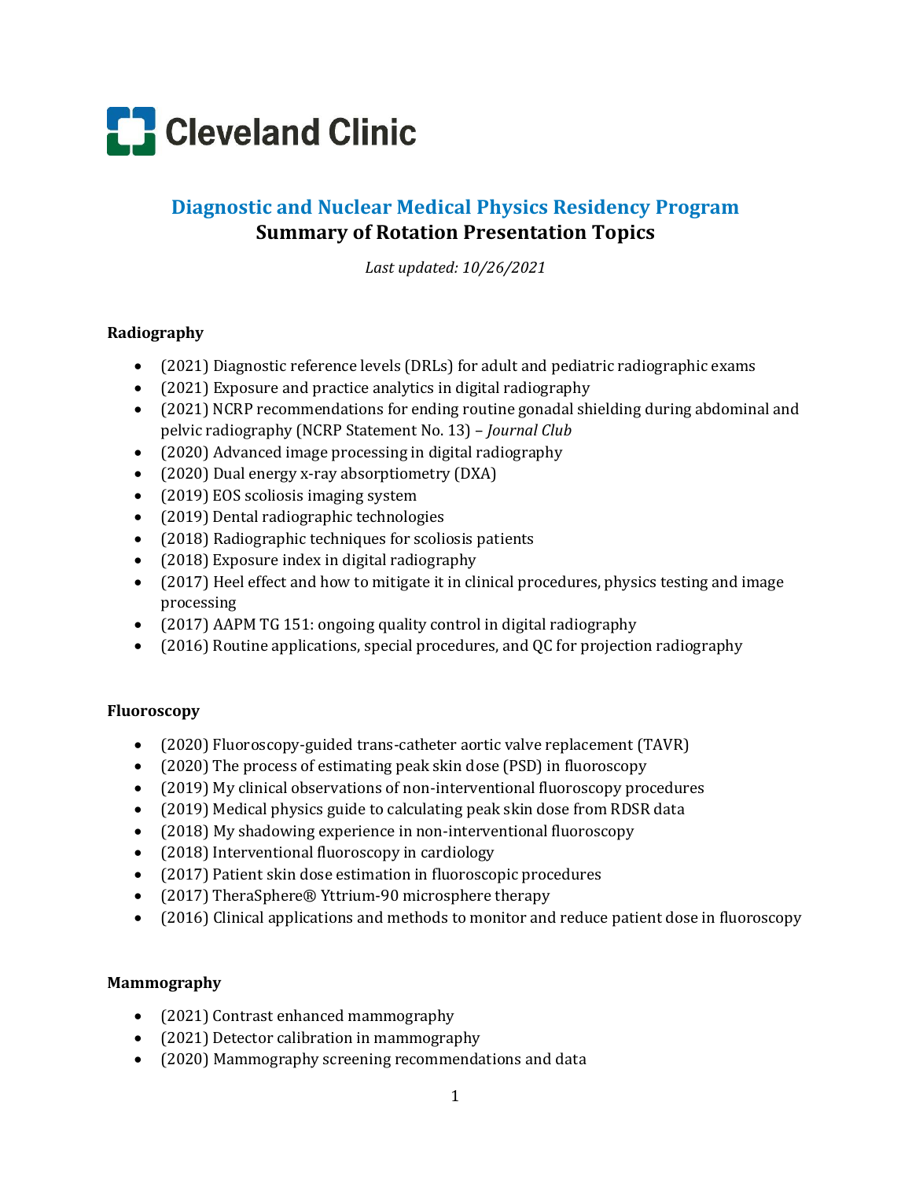Cleveland Clinic

## Diagnostic and Nuclear Medical Physics Residency Program

## Summary of Rotation Presentation Topics

*Last updated: 10/26/2021*

**Radiography**

- (2021) Diagnostic reference levels (DRLs) for adult and pediatric radiographic exams
- (2021) Exposure and practice analytics in digital radiography
- (2021) NCRP recommendations for ending routine gonadal shielding during abdominal and pelvic radiography (NCRP Statement No. 13) – *Journal Club*
- (2020) Advanced image processing in digital radiography
- (2020) Dual energy x-ray absorptiometry (DXA)
- (2019) EOS scoliosis imaging system
- (2019) Dental radiographic technologies
- (2018) Radiographic techniques for scoliosis patients
- (2018) Exposure index in digital radiography
- (2017) Heel effect and how to mitigate it in clinical procedures, physics testing and image processing
- (2017) AAPM TG 151: ongoing quality control in digital radiography
- (2016) Routine applications, special procedures, and QC for projection radiography

**Fluoroscopy**

- (2020) Fluoroscopy-guided trans-catheter aortic valve replacement (TAVR)
- (2020) The process of estimating peak skin dose (PSD) in fluoroscopy
- (2019) My clinical observations of non-interventional fluoroscopy procedures
- (2019) Medical physics guide to calculating peak skin dose from RDSR data
- (2018) My shadowing experience in non-interventional fluoroscopy
- (2018) Interventional fluoroscopy in cardiology
- (2017) Patient skin dose estimation in fluoroscopic procedures
- (2017) TheraSphere® Yttrium-90 microsphere therapy
- (2016) Clinical applications and methods to monitor and reduce patient dose in fluoroscopy

**Mammography**

- (2021) Contrast enhanced mammography
- (2021) Detector calibration in mammography
- (2020) Mammography screening recommendations and data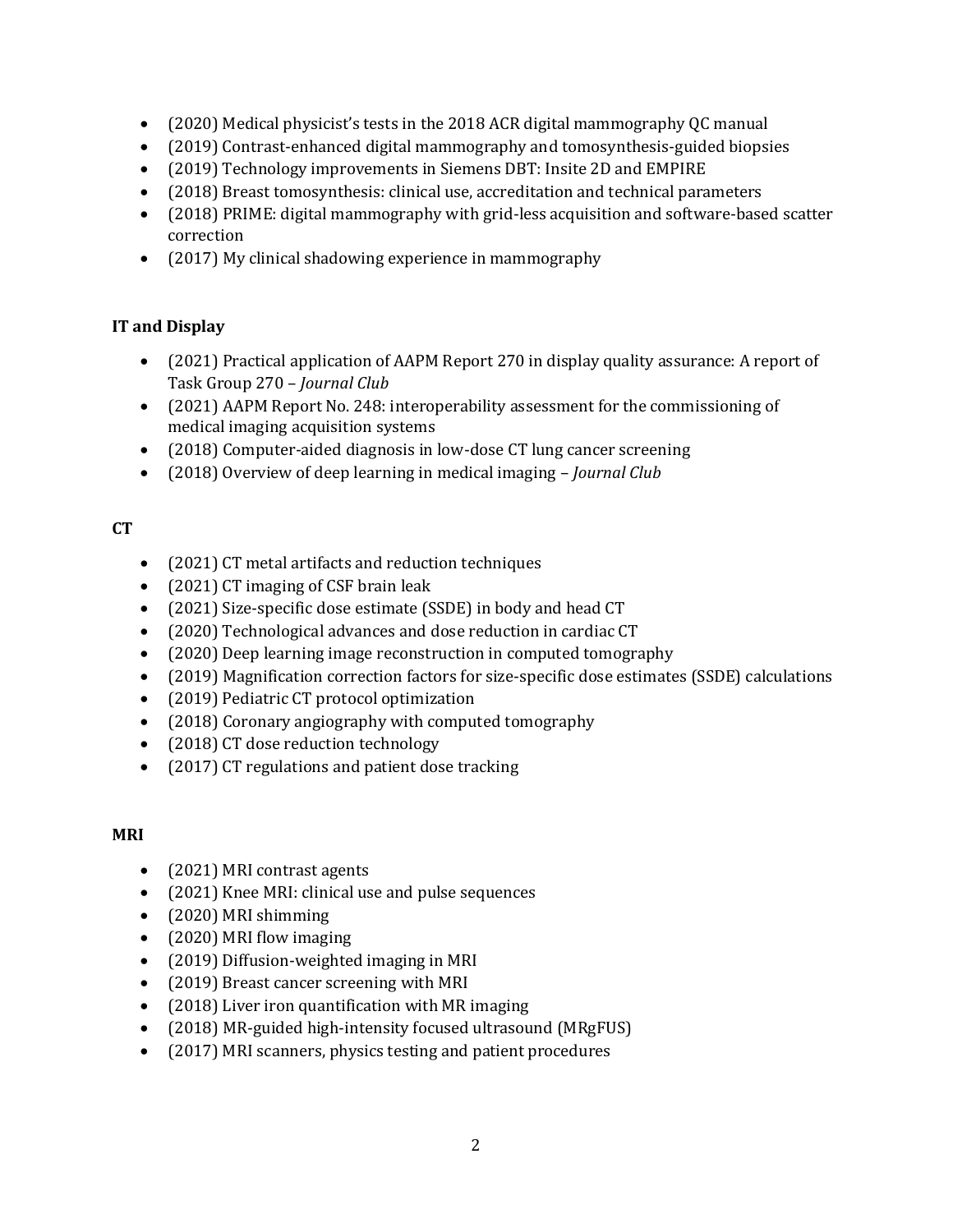- (2020) Medical physicist's tests in the 2018 ACR digital mammography QC manual
- (2019) Contrast-enhanced digital mammography and tomosynthesis-guided biopsies
- (2019) Technology improvements in Siemens DBT: Insite 2D and EMPIRE
- (2018) Breast tomosynthesis: clinical use, accreditation and technical parameters
- (2018) PRIME: digital mammography with grid-less acquisition and software-based scatter correction
- (2017) My clinical shadowing experience in mammography

**IT and Display**

- (2021) Practical application of AAPM Report 270 in display quality assurance: A report of Task Group 270 – *Journal Club*
- (2021) AAPM Report No. 248: interoperability assessment for the commissioning of medical imaging acquisition systems
- (2018) Computer-aided diagnosis in low-dose CT lung cancer screening
- (2018) Overview of deep learning in medical imaging – *Journal Club*

**CT**

- (2021) CT metal artifacts and reduction techniques
- (2021) CT imaging of CSF brain leak
- (2021) Size-specific dose estimate (SSDE) in body and head CT
- (2020) Technological advances and dose reduction in cardiac CT
- (2020) Deep learning image reconstruction in computed tomography
- (2019) Magnification correction factors for size-specific dose estimates (SSDE) calculations
- (2019) Pediatric CT protocol optimization
- (2018) Coronary angiography with computed tomography
- (2018) CT dose reduction technology
- (2017) CT regulations and patient dose tracking

**MRI**

- (2021) MRI contrast agents
- (2021) Knee MRI: clinical use and pulse sequences
- (2020) MRI shimming
- (2020) MRI flow imaging
- (2019) Diffusion-weighted imaging in MRI
- (2019) Breast cancer screening with MRI
- (2018) Liver iron quantification with MR imaging
- (2018) MR-guided high-intensity focused ultrasound (MRgFUS)
- (2017) MRI scanners, physics testing and patient procedures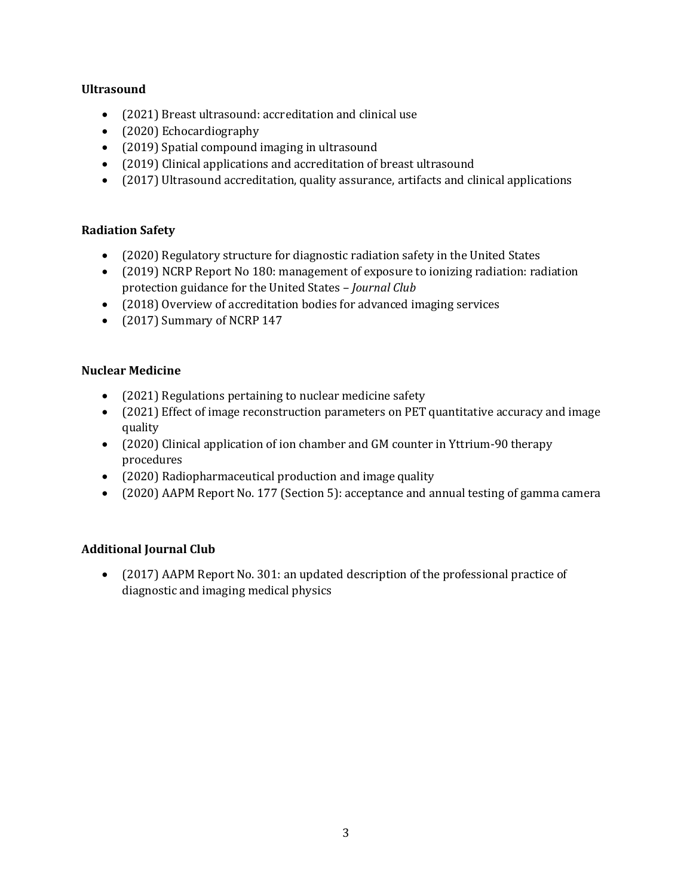**Ultrasound**

- (2021) Breast ultrasound: accreditation and clinical use
- (2020) Echocardiography
- (2019) Spatial compound imaging in ultrasound
- (2019) Clinical applications and accreditation of breast ultrasound
- (2017) Ultrasound accreditation, quality assurance, artifacts and clinical applications

**Radiation Safety**

- (2020) Regulatory structure for diagnostic radiation safety in the United States
- (2019) NCRP Report No 180: management of exposure to ionizing radiation: radiation protection guidance for the United States – *Journal Club*
- (2018) Overview of accreditation bodies for advanced imaging services
- (2017) Summary of NCRP 147

**Nuclear Medicine**

- (2021) Regulations pertaining to nuclear medicine safety
- (2021) Effect of image reconstruction parameters on PET quantitative accuracy and image quality
- (2020) Clinical application of ion chamber and GM counter in Yttrium-90 therapy procedures
- (2020) Radiopharmaceutical production and image quality
- (2020) AAPM Report No. 177 (Section 5): acceptance and annual testing of gamma camera

**Additional Journal Club**

- (2017) AAPM Report No. 301: an updated description of the professional practice of diagnostic and imaging medical physics